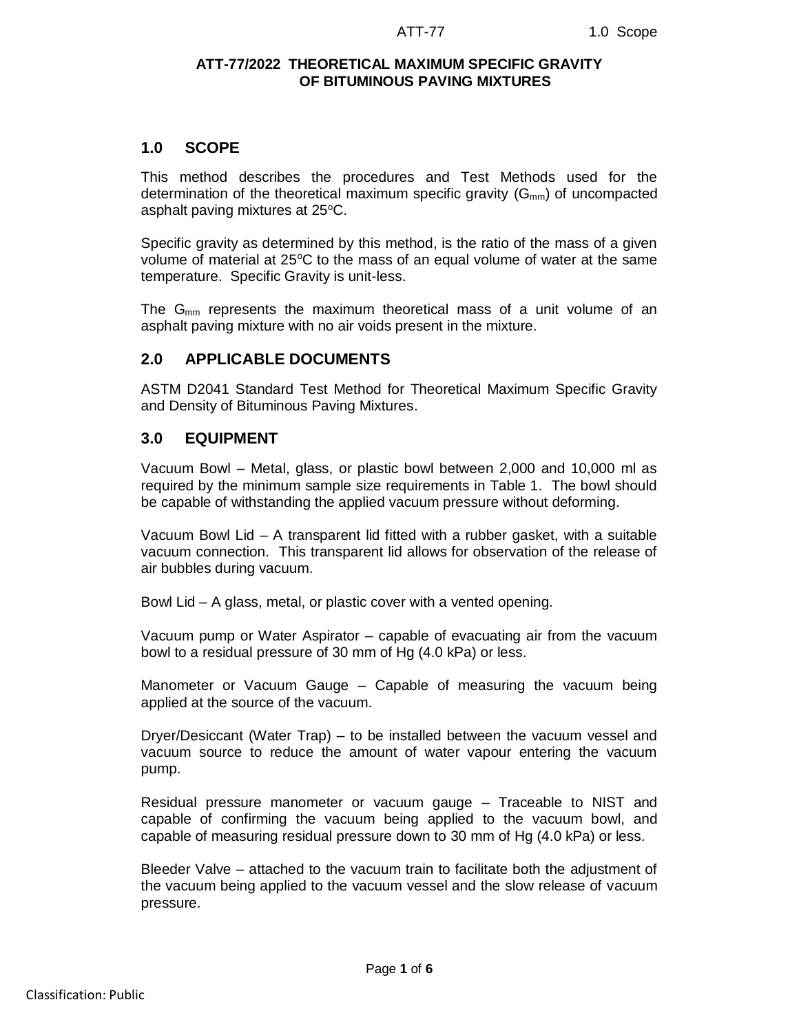# ATT-77/2022 THEORETICAL MAXIMUM SPECIFIC GRAVITY OF BITUMINOUS PAVING MIXTURES

## 1.0 SCOPE

This method describes the procedures and Test Methods used for the determination of the theoretical maximum specific gravity ($G_{mm}$) of uncompacted asphalt paving mixtures at 25°C.

Specific gravity as determined by this method, is the ratio of the mass of a given volume of material at 25°C to the mass of an equal volume of water at the same temperature. Specific Gravity is unit-less.

The $G_{mm}$ represents the maximum theoretical mass of a unit volume of an asphalt paving mixture with no air voids present in the mixture.

## 2.0 APPLICABLE DOCUMENTS

ASTM D2041 Standard Test Method for Theoretical Maximum Specific Gravity and Density of Bituminous Paving Mixtures.

## 3.0 EQUIPMENT

Vacuum Bowl – Metal, glass, or plastic bowl between 2,000 and 10,000 ml as required by the minimum sample size requirements in Table 1. The bowl should be capable of withstanding the applied vacuum pressure without deforming.

Vacuum Bowl Lid – A transparent lid fitted with a rubber gasket, with a suitable vacuum connection. This transparent lid allows for observation of the release of air bubbles during vacuum.

Bowl Lid – A glass, metal, or plastic cover with a vented opening.

Vacuum pump or Water Aspirator – capable of evacuating air from the vacuum bowl to a residual pressure of 30 mm of Hg (4.0 kPa) or less.

Manometer or Vacuum Gauge – Capable of measuring the vacuum being applied at the source of the vacuum.

Dryer/Desiccant (Water Trap) – to be installed between the vacuum vessel and vacuum source to reduce the amount of water vapour entering the vacuum pump.

Residual pressure manometer or vacuum gauge – Traceable to NIST and capable of confirming the vacuum being applied to the vacuum bowl, and capable of measuring residual pressure down to 30 mm of Hg (4.0 kPa) or less.

Bleeder Valve – attached to the vacuum train to facilitate both the adjustment of the vacuum being applied to the vacuum vessel and the slow release of vacuum pressure.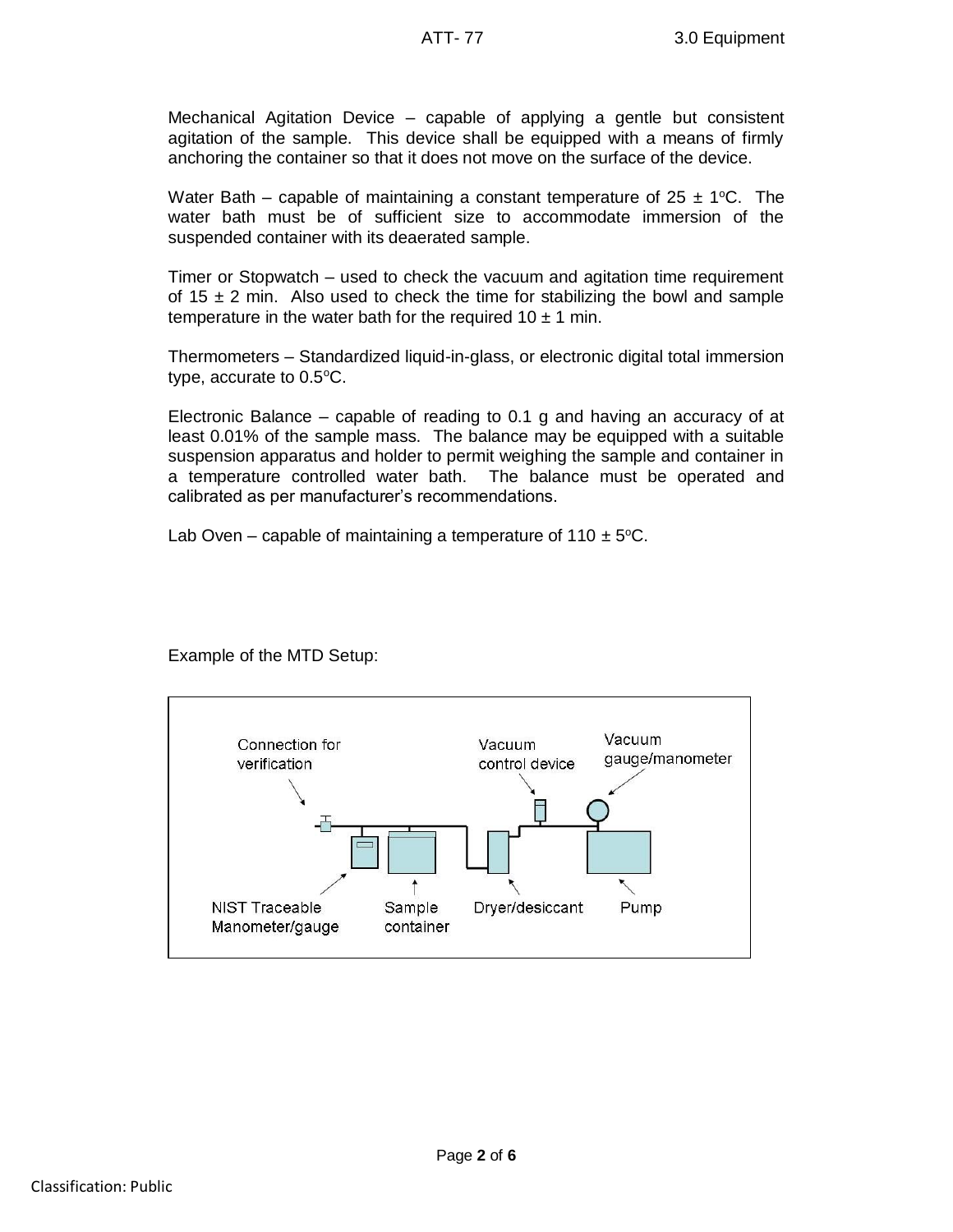Mechanical Agitation Device – capable of applying a gentle but consistent agitation of the sample. This device shall be equipped with a means of firmly anchoring the container so that it does not move on the surface of the device.

Water Bath – capable of maintaining a constant temperature of 25 ± 1°C. The water bath must be of sufficient size to accommodate immersion of the suspended container with its deaerated sample.

Timer or Stopwatch – used to check the vacuum and agitation time requirement of 15 ± 2 min. Also used to check the time for stabilizing the bowl and sample temperature in the water bath for the required 10 ± 1 min.

Thermometers – Standardized liquid-in-glass, or electronic digital total immersion type, accurate to 0.5°C.

Electronic Balance – capable of reading to 0.1 g and having an accuracy of at least 0.01% of the sample mass. The balance may be equipped with a suitable suspension apparatus and holder to permit weighing the sample and container in a temperature controlled water bath. The balance must be operated and calibrated as per manufacturer's recommendations.

Lab Oven – capable of maintaining a temperature of 110 ± 5°C.

Example of the MTD Setup:

Connection for verification | Vacuum control device | Vacuum gauge/manometer | NIST Traceable Manometer/gauge | Sample container | Dryer/desiccant | Pump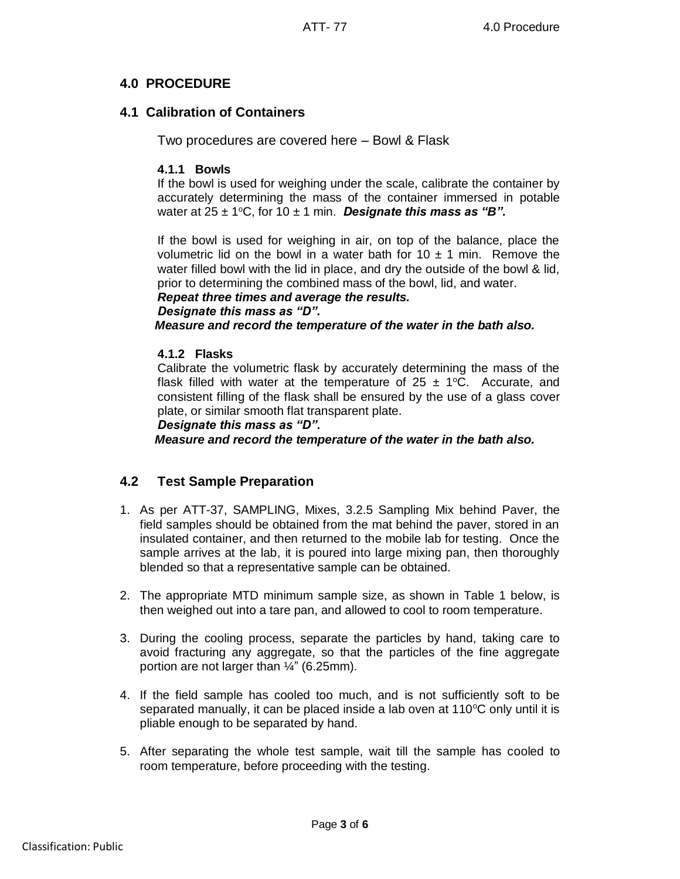## 4.0 PROCEDURE

### 4.1 Calibration of Containers

Two procedures are covered here – Bowl & Flask

#### 4.1.1 Bowls

If the bowl is used for weighing under the scale, calibrate the container by accurately determining the mass of the container immersed in potable water at 25 ± 1°C, for 10 ± 1 min. ***Designate this mass as "B".***

If the bowl is used for weighing in air, on top of the balance, place the volumetric lid on the bowl in a water bath for 10 ± 1 min. Remove the water filled bowl with the lid in place, and dry the outside of the bowl & lid, prior to determining the combined mass of the bowl, lid, and water.

***Repeat three times and average the results.***

***Designate this mass as "D".***

***Measure and record the temperature of the water in the bath also.***

#### 4.1.2 Flasks

Calibrate the volumetric flask by accurately determining the mass of the flask filled with water at the temperature of 25 ± 1°C. Accurate, and consistent filling of the flask shall be ensured by the use of a glass cover plate, or similar smooth flat transparent plate.

***Designate this mass as "D".***

***Measure and record the temperature of the water in the bath also.***

### 4.2 Test Sample Preparation

1. As per ATT-37, SAMPLING, Mixes, 3.2.5 Sampling Mix behind Paver, the field samples should be obtained from the mat behind the paver, stored in an insulated container, and then returned to the mobile lab for testing. Once the sample arrives at the lab, it is poured into large mixing pan, then thoroughly blended so that a representative sample can be obtained.

2. The appropriate MTD minimum sample size, as shown in Table 1 below, is then weighed out into a tare pan, and allowed to cool to room temperature.

3. During the cooling process, separate the particles by hand, taking care to avoid fracturing any aggregate, so that the particles of the fine aggregate portion are not larger than ¼" (6.25mm).

4. If the field sample has cooled too much, and is not sufficiently soft to be separated manually, it can be placed inside a lab oven at 110°C only until it is pliable enough to be separated by hand.

5. After separating the whole test sample, wait till the sample has cooled to room temperature, before proceeding with the testing.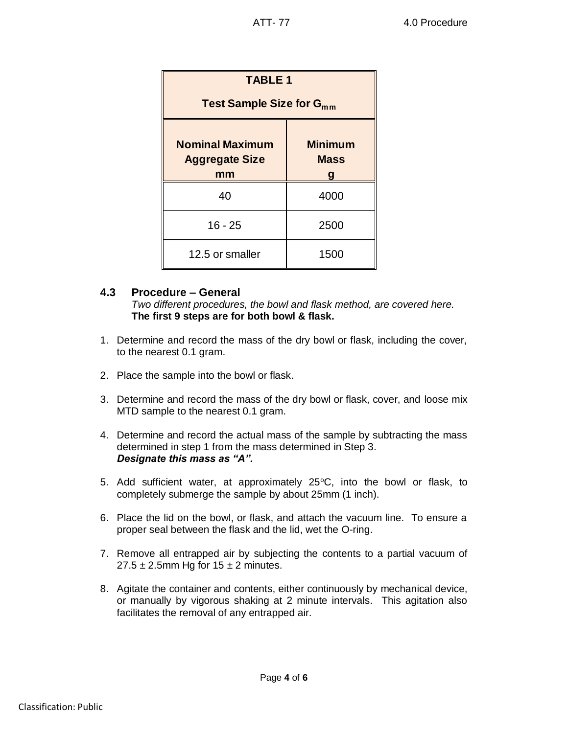| TABLE 1 Test Sample Size for $G_{mm}$ | |
|---|---|
| **Nominal Maximum Aggregate Size mm** | **Minimum Mass g** |
| 40 | 4000 |
| 16 - 25 | 2500 |
| 12.5 or smaller | 1500 |

### 4.3 Procedure – General

*Two different procedures, the bowl and flask method, are covered here.*
**The first 9 steps are for both bowl & flask.**

1. Determine and record the mass of the dry bowl or flask, including the cover, to the nearest 0.1 gram.

2. Place the sample into the bowl or flask.

3. Determine and record the mass of the dry bowl or flask, cover, and loose mix MTD sample to the nearest 0.1 gram.

4. Determine and record the actual mass of the sample by subtracting the mass determined in step 1 from the mass determined in Step 3.
   ***Designate this mass as "A".***

5. Add sufficient water, at approximately 25°C, into the bowl or flask, to completely submerge the sample by about 25mm (1 inch).

6. Place the lid on the bowl, or flask, and attach the vacuum line. To ensure a proper seal between the flask and the lid, wet the O-ring.

7. Remove all entrapped air by subjecting the contents to a partial vacuum of $27.5 \pm 2.5$mm Hg for $15 \pm 2$ minutes.

8. Agitate the container and contents, either continuously by mechanical device, or manually by vigorous shaking at 2 minute intervals. This agitation also facilitates the removal of any entrapped air.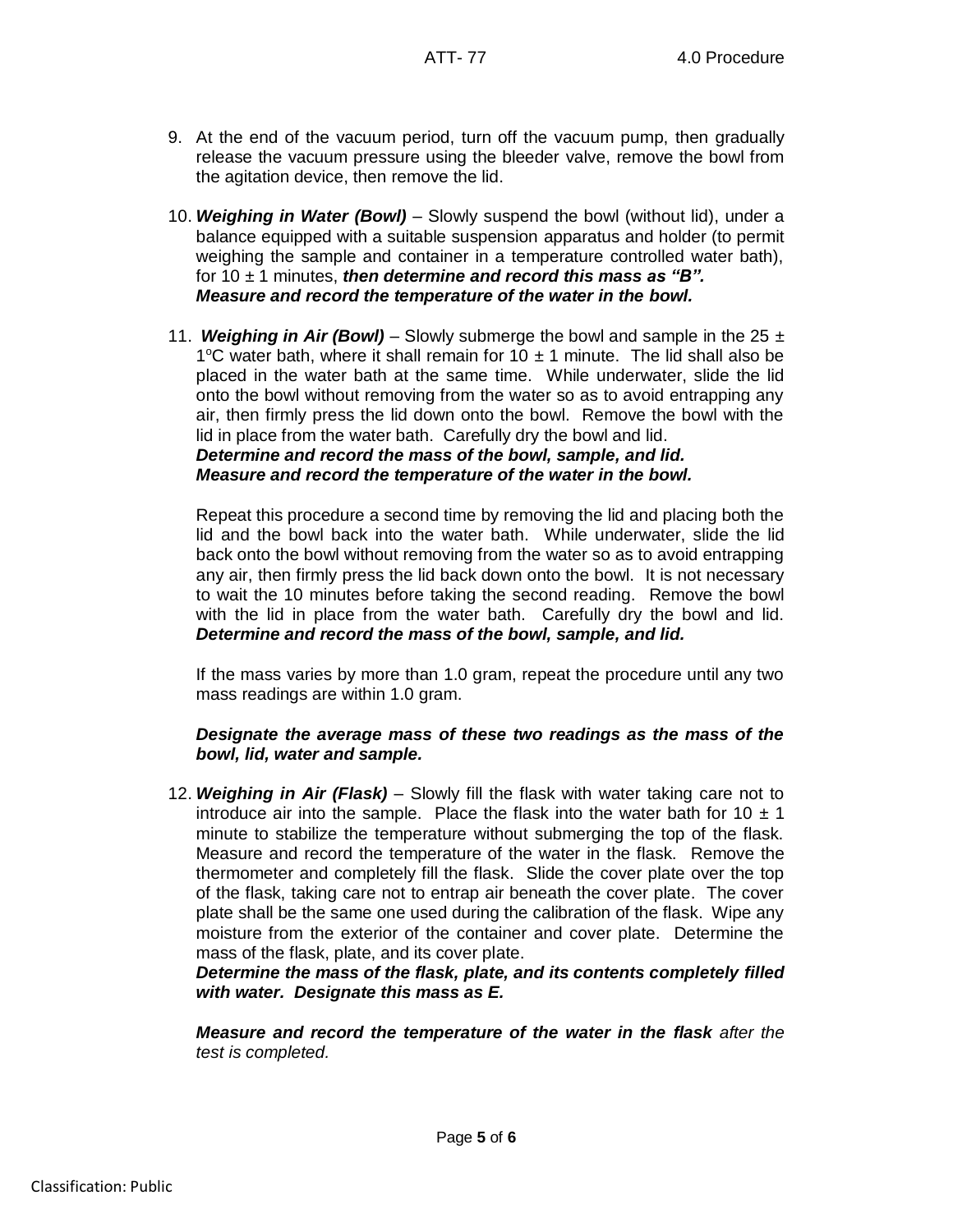9. At the end of the vacuum period, turn off the vacuum pump, then gradually release the vacuum pressure using the bleeder valve, remove the bowl from the agitation device, then remove the lid.

10. ***Weighing in Water (Bowl)*** – Slowly suspend the bowl (without lid), under a balance equipped with a suitable suspension apparatus and holder (to permit weighing the sample and container in a temperature controlled water bath), for 10 ± 1 minutes, ***then determine and record this mass as "B".*** ***Measure and record the temperature of the water in the bowl.***

11. ***Weighing in Air (Bowl)*** – Slowly submerge the bowl and sample in the 25 ± 1°C water bath, where it shall remain for 10 ± 1 minute. The lid shall also be placed in the water bath at the same time. While underwater, slide the lid onto the bowl without removing from the water so as to avoid entrapping any air, then firmly press the lid down onto the bowl. Remove the bowl with the lid in place from the water bath. Carefully dry the bowl and lid.
    ***Determine and record the mass of the bowl, sample, and lid.***
    ***Measure and record the temperature of the water in the bowl.***

    Repeat this procedure a second time by removing the lid and placing both the lid and the bowl back into the water bath. While underwater, slide the lid back onto the bowl without removing from the water so as to avoid entrapping any air, then firmly press the lid back down onto the bowl. It is not necessary to wait the 10 minutes before taking the second reading. Remove the bowl with the lid in place from the water bath. Carefully dry the bowl and lid. ***Determine and record the mass of the bowl, sample, and lid.***

    If the mass varies by more than 1.0 gram, repeat the procedure until any two mass readings are within 1.0 gram.

    ***Designate the average mass of these two readings as the mass of the bowl, lid, water and sample.***

12. ***Weighing in Air (Flask)*** – Slowly fill the flask with water taking care not to introduce air into the sample. Place the flask into the water bath for 10 ± 1 minute to stabilize the temperature without submerging the top of the flask. Measure and record the temperature of the water in the flask. Remove the thermometer and completely fill the flask. Slide the cover plate over the top of the flask, taking care not to entrap air beneath the cover plate. The cover plate shall be the same one used during the calibration of the flask. Wipe any moisture from the exterior of the container and cover plate. Determine the mass of the flask, plate, and its cover plate.
    ***Determine the mass of the flask, plate, and its contents completely filled with water. Designate this mass as E.***

    ***Measure and record the temperature of the water in the flask*** *after the test is completed.*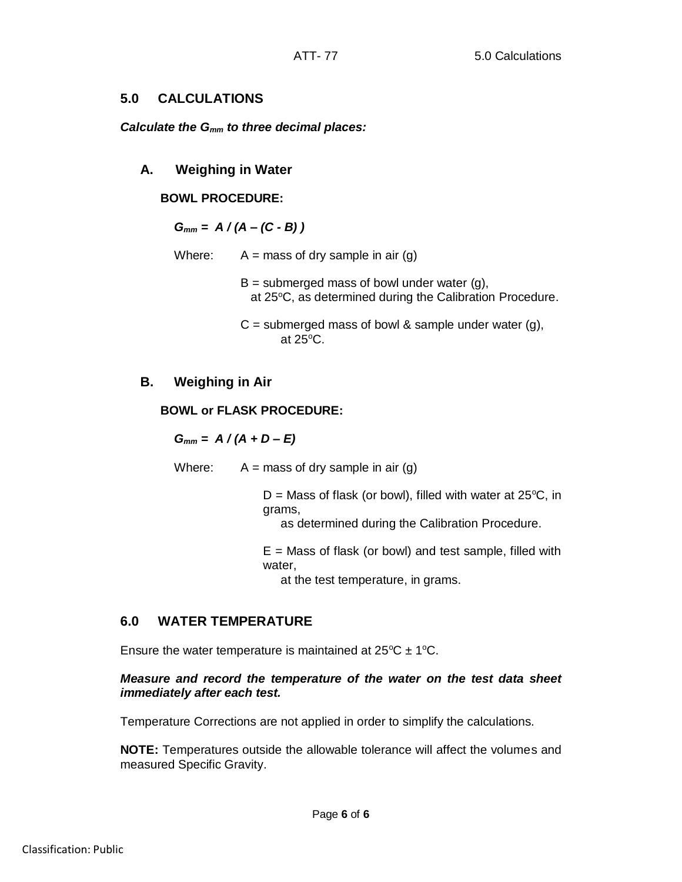## 5.0 CALCULATIONS

***Calculate the $G_{mm}$ to three decimal places:***

### A. Weighing in Water

**BOWL PROCEDURE:**

$$G_{mm} = A / (A - (C - B))$$

Where: A = mass of dry sample in air (g)

B = submerged mass of bowl under water (g), at 25°C, as determined during the Calibration Procedure.

C = submerged mass of bowl & sample under water (g), at 25°C.

### B. Weighing in Air

**BOWL or FLASK PROCEDURE:**

$$G_{mm} = A / (A + D - E)$$

Where: A = mass of dry sample in air (g)

D = Mass of flask (or bowl), filled with water at 25°C, in grams, as determined during the Calibration Procedure.

E = Mass of flask (or bowl) and test sample, filled with water, at the test temperature, in grams.

## 6.0 WATER TEMPERATURE

Ensure the water temperature is maintained at 25°C ± 1°C.

***Measure and record the temperature of the water on the test data sheet immediately after each test.***

Temperature Corrections are not applied in order to simplify the calculations.

**NOTE:** Temperatures outside the allowable tolerance will affect the volumes and measured Specific Gravity.